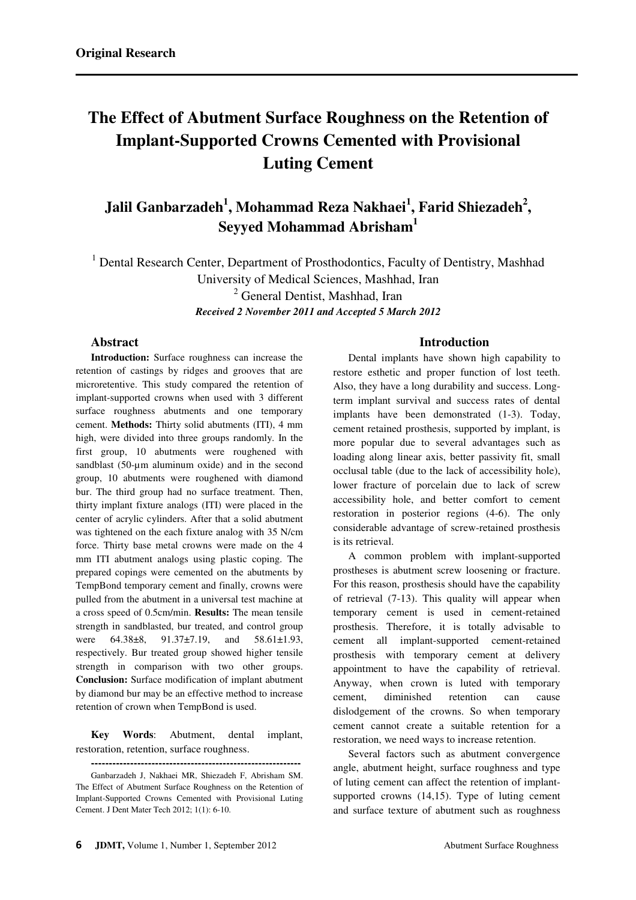**Original Research**

# The Effect of Abutment Surface Roughness on the Retention of Implant-Supported Crowns Cemented with Provisional Luting Cement

## Jalil Ganbarzadeh[1], Mohammad Reza Nakhaei[1], Farid Shiezadeh[2], Seyyed Mohammad Abrisham[1]

[1] Dental Research Center, Department of Prosthodontics, Faculty of Dentistry, Mashhad University of Medical Sciences, Mashhad, Iran

[2] General Dentist, Mashhad, Iran

***Received 2 November 2011 and Accepted 5 March 2012***

### Abstract

**Introduction:** Surface roughness can increase the retention of castings by ridges and grooves that are microretentive. This study compared the retention of implant-supported crowns when used with 3 different surface roughness abutments and one temporary cement. **Methods:** Thirty solid abutments (ITI), 4 mm high, were divided into three groups randomly. In the first group, 10 abutments were roughened with sandblast (50-µm aluminum oxide) and in the second group, 10 abutments were roughened with diamond bur. The third group had no surface treatment. Then, thirty implant fixture analogs (ITI) were placed in the center of acrylic cylinders. After that a solid abutment was tightened on the each fixture analog with 35 N/cm force. Thirty base metal crowns were made on the 4 mm ITI abutment analogs using plastic coping. The prepared copings were cemented on the abutments by TempBond temporary cement and finally, crowns were pulled from the abutment in a universal test machine at a cross speed of 0.5cm/min. **Results:** The mean tensile strength in sandblasted, bur treated, and control group were 64.38±8, 91.37±7.19, and 58.61±1.93, respectively. Bur treated group showed higher tensile strength in comparison with two other groups. **Conclusion:** Surface modification of implant abutment by diamond bur may be an effective method to increase retention of crown when TempBond is used.

**Key Words**: Abutment, dental implant, restoration, retention, surface roughness.

------------------------------------------------------------

Ganbarzadeh J, Nakhaei MR, Shiezadeh F, Abrisham SM. The Effect of Abutment Surface Roughness on the Retention of Implant-Supported Crowns Cemented with Provisional Luting Cement. J Dent Mater Tech 2012; 1(1): 6-10.

### Introduction

Dental implants have shown high capability to restore esthetic and proper function of lost teeth. Also, they have a long durability and success. Long-term implant survival and success rates of dental implants have been demonstrated (1-3). Today, cement retained prosthesis, supported by implant, is more popular due to several advantages such as loading along linear axis, better passivity fit, small occlusal table (due to the lack of accessibility hole), lower fracture of porcelain due to lack of screw accessibility hole, and better comfort to cement restoration in posterior regions (4-6). The only considerable advantage of screw-retained prosthesis is its retrieval.

A common problem with implant-supported prostheses is abutment screw loosening or fracture. For this reason, prosthesis should have the capability of retrieval (7-13). This quality will appear when temporary cement is used in cement-retained prosthesis. Therefore, it is totally advisable to cement all implant-supported cement-retained prosthesis with temporary cement at delivery appointment to have the capability of retrieval. Anyway, when crown is luted with temporary cement, diminished retention can cause dislodgement of the crowns. So when temporary cement cannot create a suitable retention for a restoration, we need ways to increase retention.

Several factors such as abutment convergence angle, abutment height, surface roughness and type of luting cement can affect the retention of implant-supported crowns (14,15). Type of luting cement and surface texture of abutment such as roughness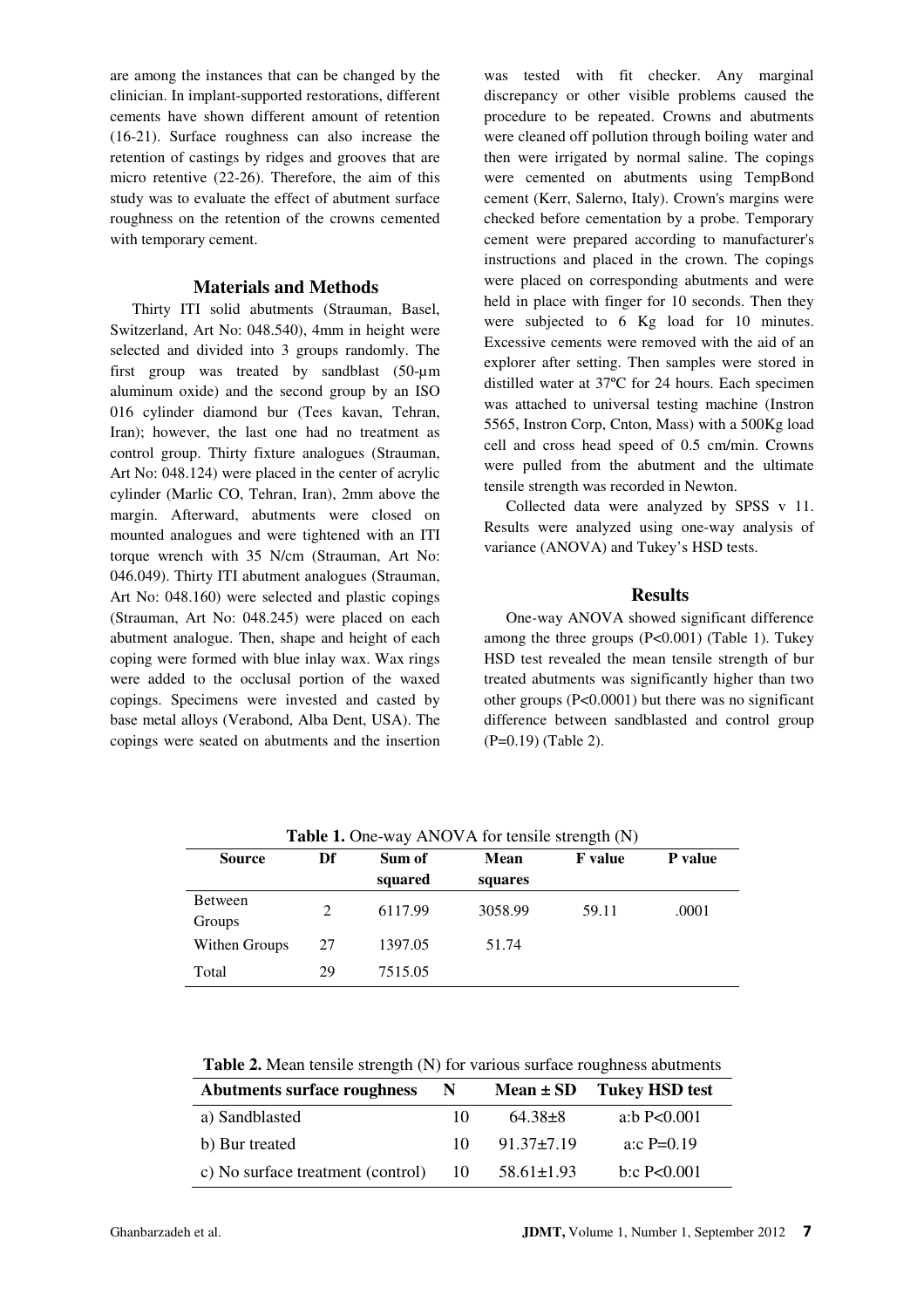are among the instances that can be changed by the clinician. In implant-supported restorations, different cements have shown different amount of retention (16-21). Surface roughness can also increase the retention of castings by ridges and grooves that are micro retentive (22-26). Therefore, the aim of this study was to evaluate the effect of abutment surface roughness on the retention of the crowns cemented with temporary cement.

## Materials and Methods

Thirty ITI solid abutments (Strauman, Basel, Switzerland, Art No: 048.540), 4mm in height were selected and divided into 3 groups randomly. The first group was treated by sandblast (50-µm aluminum oxide) and the second group by an ISO 016 cylinder diamond bur (Tees kavan, Tehran, Iran); however, the last one had no treatment as control group. Thirty fixture analogues (Strauman, Art No: 048.124) were placed in the center of acrylic cylinder (Marlic CO, Tehran, Iran), 2mm above the margin. Afterward, abutments were closed on mounted analogues and were tightened with an ITI torque wrench with 35 N/cm (Strauman, Art No: 046.049). Thirty ITI abutment analogues (Strauman, Art No: 048.160) were selected and plastic copings (Strauman, Art No: 048.245) were placed on each abutment analogue. Then, shape and height of each coping were formed with blue inlay wax. Wax rings were added to the occlusal portion of the waxed copings. Specimens were invested and casted by base metal alloys (Verabond, Alba Dent, USA). The copings were seated on abutments and the insertion was tested with fit checker. Any marginal discrepancy or other visible problems caused the procedure to be repeated. Crowns and abutments were cleaned off pollution through boiling water and then were irrigated by normal saline. The copings were cemented on abutments using TempBond cement (Kerr, Salerno, Italy). Crown's margins were checked before cementation by a probe. Temporary cement were prepared according to manufacturer's instructions and placed in the crown. The copings were placed on corresponding abutments and were held in place with finger for 10 seconds. Then they were subjected to 6 Kg load for 10 minutes. Excessive cements were removed with the aid of an explorer after setting. Then samples were stored in distilled water at 37ºC for 24 hours. Each specimen was attached to universal testing machine (Instron 5565, Instron Corp, Cnton, Mass) with a 500Kg load cell and cross head speed of 0.5 cm/min. Crowns were pulled from the abutment and the ultimate tensile strength was recorded in Newton.

Collected data were analyzed by SPSS v 11. Results were analyzed using one-way analysis of variance (ANOVA) and Tukey's HSD tests.

## Results

One-way ANOVA showed significant difference among the three groups ($P<0.001$) (Table 1). Tukey HSD test revealed the mean tensile strength of bur treated abutments was significantly higher than two other groups ($P<0.0001$) but there was no significant difference between sandblasted and control group ($P=0.19$) (Table 2).

**Table 1.** One-way ANOVA for tensile strength (N)

| Source | Df | Sum of squared | Mean squares | F value | P value |
|---|---|---|---|---|---|
| Between Groups | 2 | 6117.99 | 3058.99 | 59.11 | .0001 |
| Withen Groups | 27 | 1397.05 | 51.74 | | |
| Total | 29 | 7515.05 | | | |

**Table 2.** Mean tensile strength (N) for various surface roughness abutments

| Abutments surface roughness | N | Mean ± SD | Tukey HSD test |
|---|---|---|---|
| a) Sandblasted | 10 | 64.38±8 | a:b P<0.001 |
| b) Bur treated | 10 | 91.37±7.19 | a:c P=0.19 |
| c) No surface treatment (control) | 10 | 58.61±1.93 | b:c P<0.001 |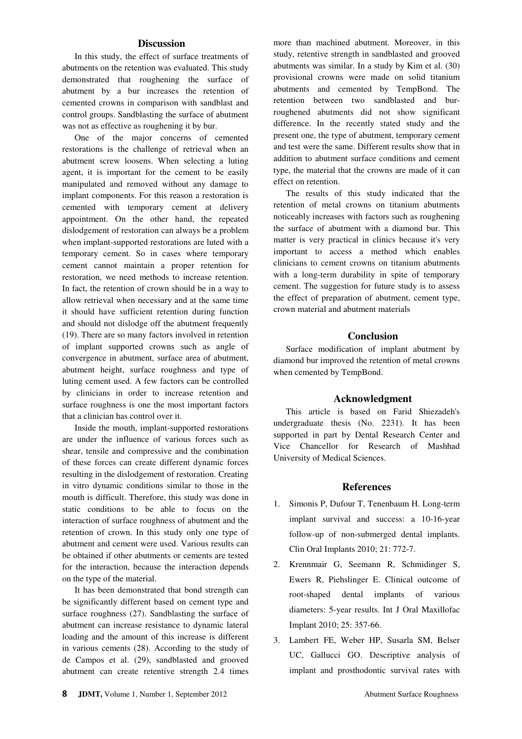## Discussion

In this study, the effect of surface treatments of abutments on the retention was evaluated. This study demonstrated that roughening the surface of abutment by a bur increases the retention of cemented crowns in comparison with sandblast and control groups. Sandblasting the surface of abutment was not as effective as roughening it by bur.

One of the major concerns of cemented restorations is the challenge of retrieval when an abutment screw loosens. When selecting a luting agent, it is important for the cement to be easily manipulated and removed without any damage to implant components. For this reason a restoration is cemented with temporary cement at delivery appointment. On the other hand, the repeated dislodgement of restoration can always be a problem when implant-supported restorations are luted with a temporary cement. So in cases where temporary cement cannot maintain a proper retention for restoration, we need methods to increase retention. In fact, the retention of crown should be in a way to allow retrieval when necessary and at the same time it should have sufficient retention during function and should not dislodge off the abutment frequently (19). There are so many factors involved in retention of implant supported crowns such as angle of convergence in abutment, surface area of abutment, abutment height, surface roughness and type of luting cement used. A few factors can be controlled by clinicians in order to increase retention and surface roughness is one the most important factors that a clinician has control over it.

Inside the mouth, implant-supported restorations are under the influence of various forces such as shear, tensile and compressive and the combination of these forces can create different dynamic forces resulting in the dislodgement of restoration. Creating in vitro dynamic conditions similar to those in the mouth is difficult. Therefore, this study was done in static conditions to be able to focus on the interaction of surface roughness of abutment and the retention of crown. In this study only one type of abutment and cement were used. Various results can be obtained if other abutments or cements are tested for the interaction, because the interaction depends on the type of the material.

It has been demonstrated that bond strength can be significantly different based on cement type and surface roughness (27). Sandblasting the surface of abutment can increase resistance to dynamic lateral loading and the amount of this increase is different in various cements (28). According to the study of de Campos et al. (29), sandblasted and grooved abutment can create retentive strength 2.4 times more than machined abutment. Moreover, in this study, retentive strength in sandblasted and grooved abutments was similar. In a study by Kim et al. (30) provisional crowns were made on solid titanium abutments and cemented by TempBond. The retention between two sandblasted and bur-roughened abutments did not show significant difference. In the recently stated study and the present one, the type of abutment, temporary cement and test were the same. Different results show that in addition to abutment surface conditions and cement type, the material that the crowns are made of it can effect on retention.

The results of this study indicated that the retention of metal crowns on titanium abutments noticeably increases with factors such as roughening the surface of abutment with a diamond bur. This matter is very practical in clinics because it's very important to access a method which enables clinicians to cement crowns on titanium abutments with a long-term durability in spite of temporary cement. The suggestion for future study is to assess the effect of preparation of abutment, cement type, crown material and abutment materials

## Conclusion

Surface modification of implant abutment by diamond bur improved the retention of metal crowns when cemented by TempBond.

## Acknowledgment

This article is based on Farid Shiezadeh's undergraduate thesis (No. 2231). It has been supported in part by Dental Research Center and Vice Chancellor for Research of Mashhad University of Medical Sciences.

## References

1. Simonis P, Dufour T, Tenenbaum H. Long-term implant survival and success: a 10-16-year follow-up of non-submerged dental implants. Clin Oral Implants 2010; 21: 772-7.
2. Krennmair G, Seemann R, Schmidinger S, Ewers R, Piehslinger E. Clinical outcome of root-shaped dental implants of various diameters: 5-year results. Int J Oral Maxillofac Implant 2010; 25: 357-66.
3. Lambert FE, Weber HP, Susarla SM, Belser UC, Gallucci GO. Descriptive analysis of implant and prosthodontic survival rates with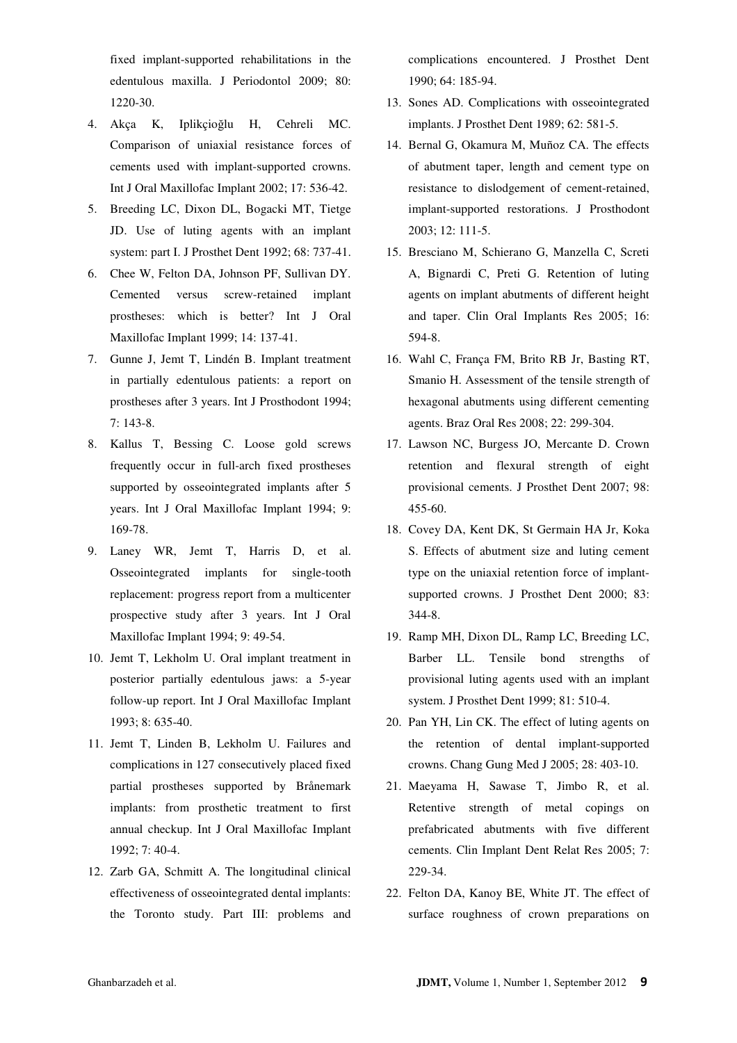fixed implant-supported rehabilitations in the edentulous maxilla. J Periodontol 2009; 80: 1220-30.

4. Akça K, Iplikçioğlu H, Cehreli MC. Comparison of uniaxial resistance forces of cements used with implant-supported crowns. Int J Oral Maxillofac Implant 2002; 17: 536-42.
5. Breeding LC, Dixon DL, Bogacki MT, Tietge JD. Use of luting agents with an implant system: part I. J Prosthet Dent 1992; 68: 737-41.
6. Chee W, Felton DA, Johnson PF, Sullivan DY. Cemented versus screw-retained implant prostheses: which is better? Int J Oral Maxillofac Implant 1999; 14: 137-41.
7. Gunne J, Jemt T, Lindén B. Implant treatment in partially edentulous patients: a report on prostheses after 3 years. Int J Prosthodont 1994; 7: 143-8.
8. Kallus T, Bessing C. Loose gold screws frequently occur in full-arch fixed prostheses supported by osseointegrated implants after 5 years. Int J Oral Maxillofac Implant 1994; 9: 169-78.
9. Laney WR, Jemt T, Harris D, et al. Osseointegrated implants for single-tooth replacement: progress report from a multicenter prospective study after 3 years. Int J Oral Maxillofac Implant 1994; 9: 49-54.
10. Jemt T, Lekholm U. Oral implant treatment in posterior partially edentulous jaws: a 5-year follow-up report. Int J Oral Maxillofac Implant 1993; 8: 635-40.
11. Jemt T, Linden B, Lekholm U. Failures and complications in 127 consecutively placed fixed partial prostheses supported by Brånemark implants: from prosthetic treatment to first annual checkup. Int J Oral Maxillofac Implant 1992; 7: 40-4.
12. Zarb GA, Schmitt A. The longitudinal clinical effectiveness of osseointegrated dental implants: the Toronto study. Part III: problems and complications encountered. J Prosthet Dent 1990; 64: 185-94.
13. Sones AD. Complications with osseointegrated implants. J Prosthet Dent 1989; 62: 581-5.
14. Bernal G, Okamura M, Muñoz CA. The effects of abutment taper, length and cement type on resistance to dislodgement of cement-retained, implant-supported restorations. J Prosthodont 2003; 12: 111-5.
15. Bresciano M, Schierano G, Manzella C, Screti A, Bignardi C, Preti G. Retention of luting agents on implant abutments of different height and taper. Clin Oral Implants Res 2005; 16: 594-8.
16. Wahl C, França FM, Brito RB Jr, Basting RT, Smanio H. Assessment of the tensile strength of hexagonal abutments using different cementing agents. Braz Oral Res 2008; 22: 299-304.
17. Lawson NC, Burgess JO, Mercante D. Crown retention and flexural strength of eight provisional cements. J Prosthet Dent 2007; 98: 455-60.
18. Covey DA, Kent DK, St Germain HA Jr, Koka S. Effects of abutment size and luting cement type on the uniaxial retention force of implant-supported crowns. J Prosthet Dent 2000; 83: 344-8.
19. Ramp MH, Dixon DL, Ramp LC, Breeding LC, Barber LL. Tensile bond strengths of provisional luting agents used with an implant system. J Prosthet Dent 1999; 81: 510-4.
20. Pan YH, Lin CK. The effect of luting agents on the retention of dental implant-supported crowns. Chang Gung Med J 2005; 28: 403-10.
21. Maeyama H, Sawase T, Jimbo R, et al. Retentive strength of metal copings on prefabricated abutments with five different cements. Clin Implant Dent Relat Res 2005; 7: 229-34.
22. Felton DA, Kanoy BE, White JT. The effect of surface roughness of crown preparations on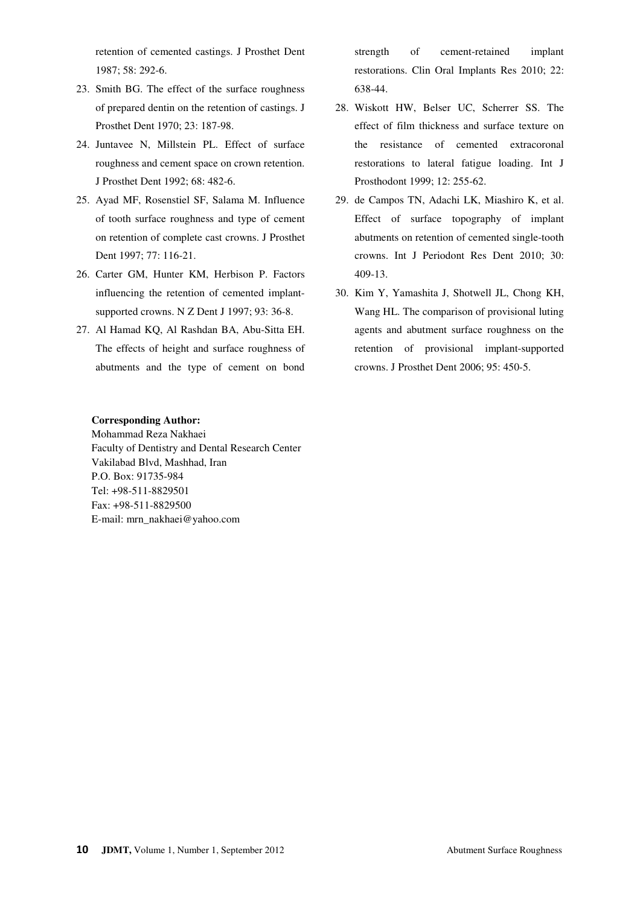retention of cemented castings. J Prosthet Dent 1987; 58: 292-6.

23. Smith BG. The effect of the surface roughness of prepared dentin on the retention of castings. J Prosthet Dent 1970; 23: 187-98.
24. Juntavee N, Millstein PL. Effect of surface roughness and cement space on crown retention. J Prosthet Dent 1992; 68: 482-6.
25. Ayad MF, Rosenstiel SF, Salama M. Influence of tooth surface roughness and type of cement on retention of complete cast crowns. J Prosthet Dent 1997; 77: 116-21.
26. Carter GM, Hunter KM, Herbison P. Factors influencing the retention of cemented implant-supported crowns. N Z Dent J 1997; 93: 36-8.
27. Al Hamad KQ, Al Rashdan BA, Abu-Sitta EH. The effects of height and surface roughness of abutments and the type of cement on bond strength of cement-retained implant restorations. Clin Oral Implants Res 2010; 22: 638-44.
28. Wiskott HW, Belser UC, Scherrer SS. The effect of film thickness and surface texture on the resistance of cemented extracoronal restorations to lateral fatigue loading. Int J Prosthodont 1999; 12: 255-62.
29. de Campos TN, Adachi LK, Miashiro K, et al. Effect of surface topography of implant abutments on retention of cemented single-tooth crowns. Int J Periodont Res Dent 2010; 30: 409-13.
30. Kim Y, Yamashita J, Shotwell JL, Chong KH, Wang HL. The comparison of provisional luting agents and abutment surface roughness on the retention of provisional implant-supported crowns. J Prosthet Dent 2006; 95: 450-5.

**Corresponding Author:**
Mohammad Reza Nakhaei
Faculty of Dentistry and Dental Research Center
Vakilabad Blvd, Mashhad, Iran
P.O. Box: 91735-984
Tel: +98-511-8829501
Fax: +98-511-8829500
E-mail: mrn_nakhaei@yahoo.com